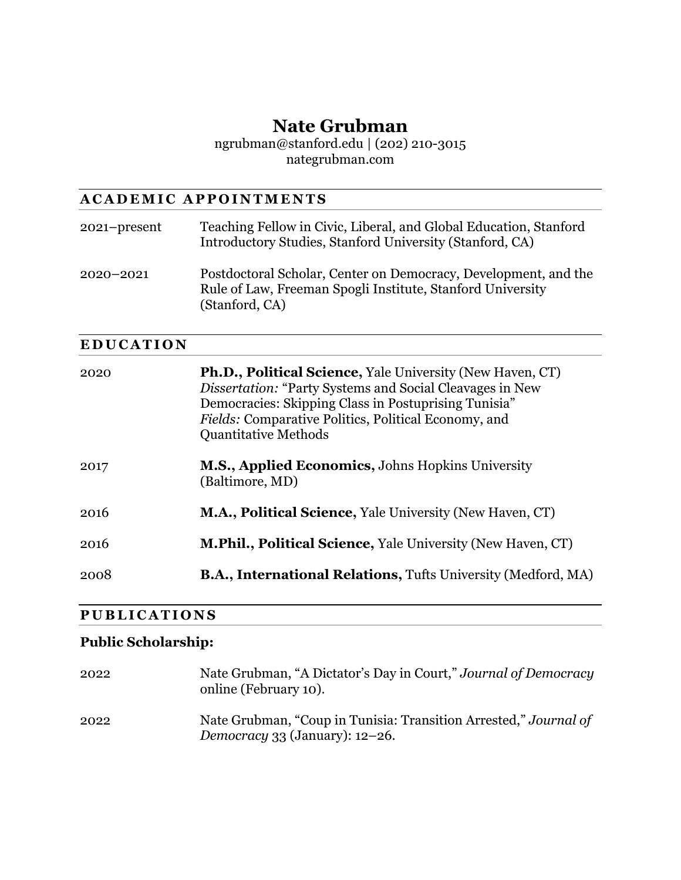# Nate Grubman

ngrubman@stanford.edu | (202) 210-3015
nategrubman.com

## ACADEMIC APPOINTMENTS

2021–present — Teaching Fellow in Civic, Liberal, and Global Education, Stanford Introductory Studies, Stanford University (Stanford, CA)

2020–2021 — Postdoctoral Scholar, Center on Democracy, Development, and the Rule of Law, Freeman Spogli Institute, Stanford University (Stanford, CA)

## EDUCATION

2020 — **Ph.D., Political Science,** Yale University (New Haven, CT)
*Dissertation:* "Party Systems and Social Cleavages in New Democracies: Skipping Class in Postuprising Tunisia"
*Fields:* Comparative Politics, Political Economy, and Quantitative Methods

2017 — **M.S., Applied Economics,** Johns Hopkins University (Baltimore, MD)

2016 — **M.A., Political Science,** Yale University (New Haven, CT)

2016 — **M.Phil., Political Science,** Yale University (New Haven, CT)

2008 — **B.A., International Relations,** Tufts University (Medford, MA)

## PUBLICATIONS

### Public Scholarship:

2022 — Nate Grubman, "A Dictator's Day in Court," *Journal of Democracy* online (February 10).

2022 — Nate Grubman, "Coup in Tunisia: Transition Arrested," *Journal of Democracy* 33 (January): 12–26.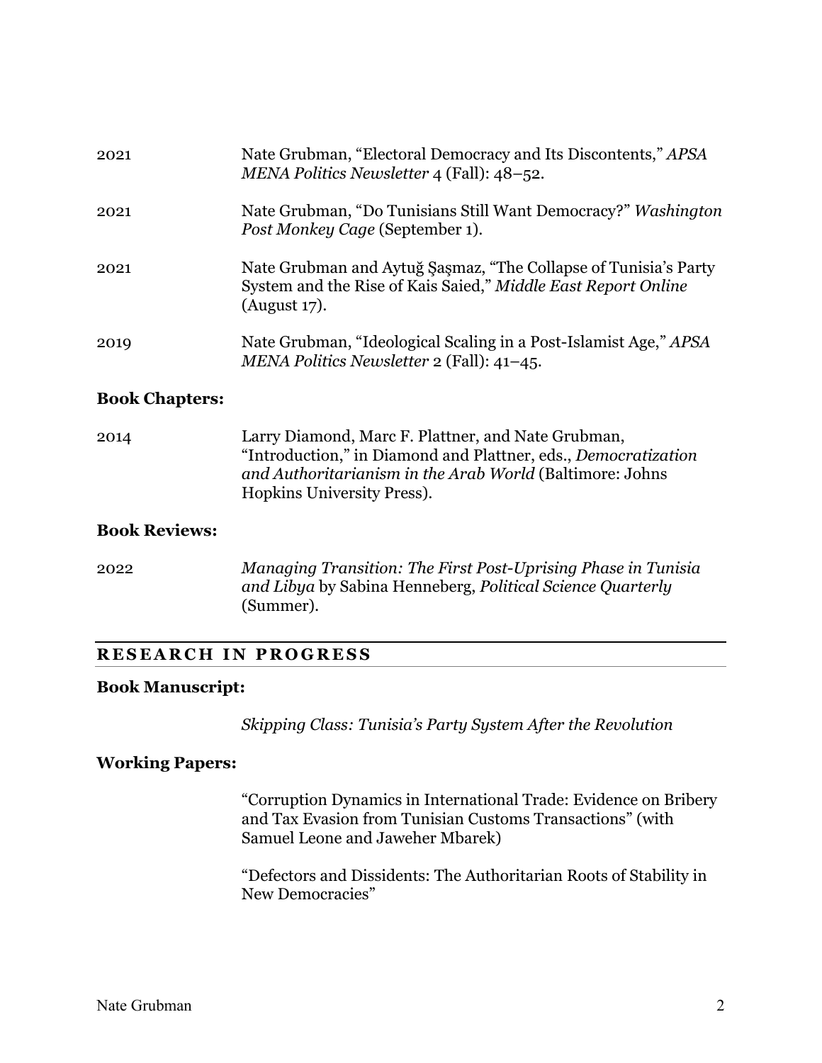2021 Nate Grubman, “Electoral Democracy and Its Discontents,” *APSA MENA Politics Newsletter* 4 (Fall): 48–52.

2021 Nate Grubman, “Do Tunisians Still Want Democracy?” *Washington Post Monkey Cage* (September 1).

2021 Nate Grubman and Aytuğ Şaşmaz, “The Collapse of Tunisia’s Party System and the Rise of Kais Saied,” *Middle East Report Online* (August 17).

2019 Nate Grubman, “Ideological Scaling in a Post-Islamist Age,” *APSA MENA Politics Newsletter* 2 (Fall): 41–45.

### Book Chapters:

2014 Larry Diamond, Marc F. Plattner, and Nate Grubman, “Introduction,” in Diamond and Plattner, eds., *Democratization and Authoritarianism in the Arab World* (Baltimore: Johns Hopkins University Press).

### Book Reviews:

2022 *Managing Transition: The First Post-Uprising Phase in Tunisia and Libya* by Sabina Henneberg, *Political Science Quarterly* (Summer).

## RESEARCH IN PROGRESS

### Book Manuscript:

*Skipping Class: Tunisia’s Party System After the Revolution*

### Working Papers:

“Corruption Dynamics in International Trade: Evidence on Bribery and Tax Evasion from Tunisian Customs Transactions” (with Samuel Leone and Jaweher Mbarek)

“Defectors and Dissidents: The Authoritarian Roots of Stability in New Democracies”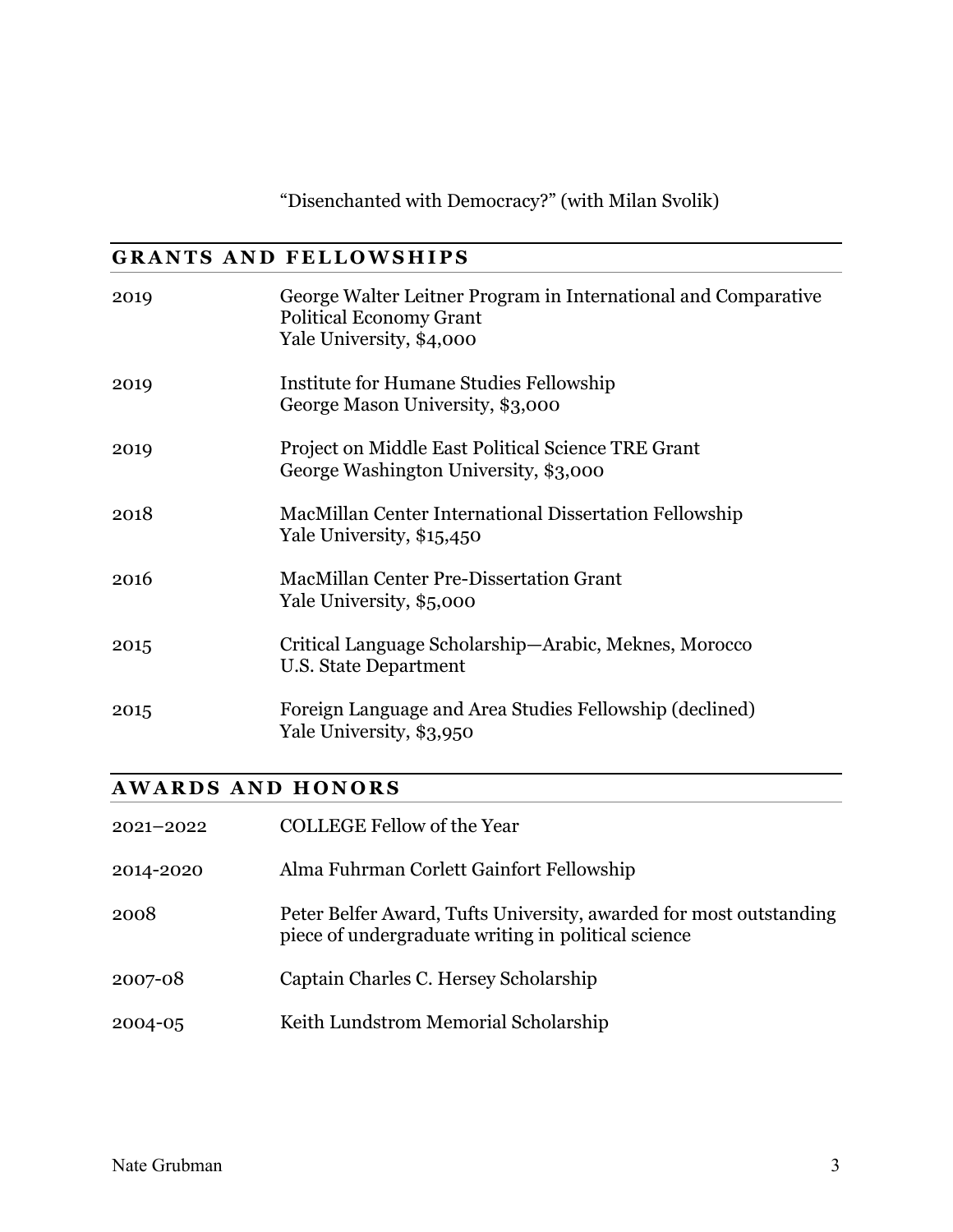"Disenchanted with Democracy?" (with Milan Svolik)

## GRANTS AND FELLOWSHIPS

| | |
|---|---|
| 2019 | George Walter Leitner Program in International and Comparative Political Economy Grant<br>Yale University, $4,000 |
| 2019 | Institute for Humane Studies Fellowship<br>George Mason University, $3,000 |
| 2019 | Project on Middle East Political Science TRE Grant<br>George Washington University, $3,000 |
| 2018 | MacMillan Center International Dissertation Fellowship<br>Yale University, $15,450 |
| 2016 | MacMillan Center Pre-Dissertation Grant<br>Yale University, $5,000 |
| 2015 | Critical Language Scholarship—Arabic, Meknes, Morocco<br>U.S. State Department |
| 2015 | Foreign Language and Area Studies Fellowship (declined)<br>Yale University, $3,950 |

## AWARDS AND HONORS

| | |
|---|---|
| 2021–2022 | COLLEGE Fellow of the Year |
| 2014-2020 | Alma Fuhrman Corlett Gainfort Fellowship |
| 2008 | Peter Belfer Award, Tufts University, awarded for most outstanding piece of undergraduate writing in political science |
| 2007-08 | Captain Charles C. Hersey Scholarship |
| 2004-05 | Keith Lundstrom Memorial Scholarship |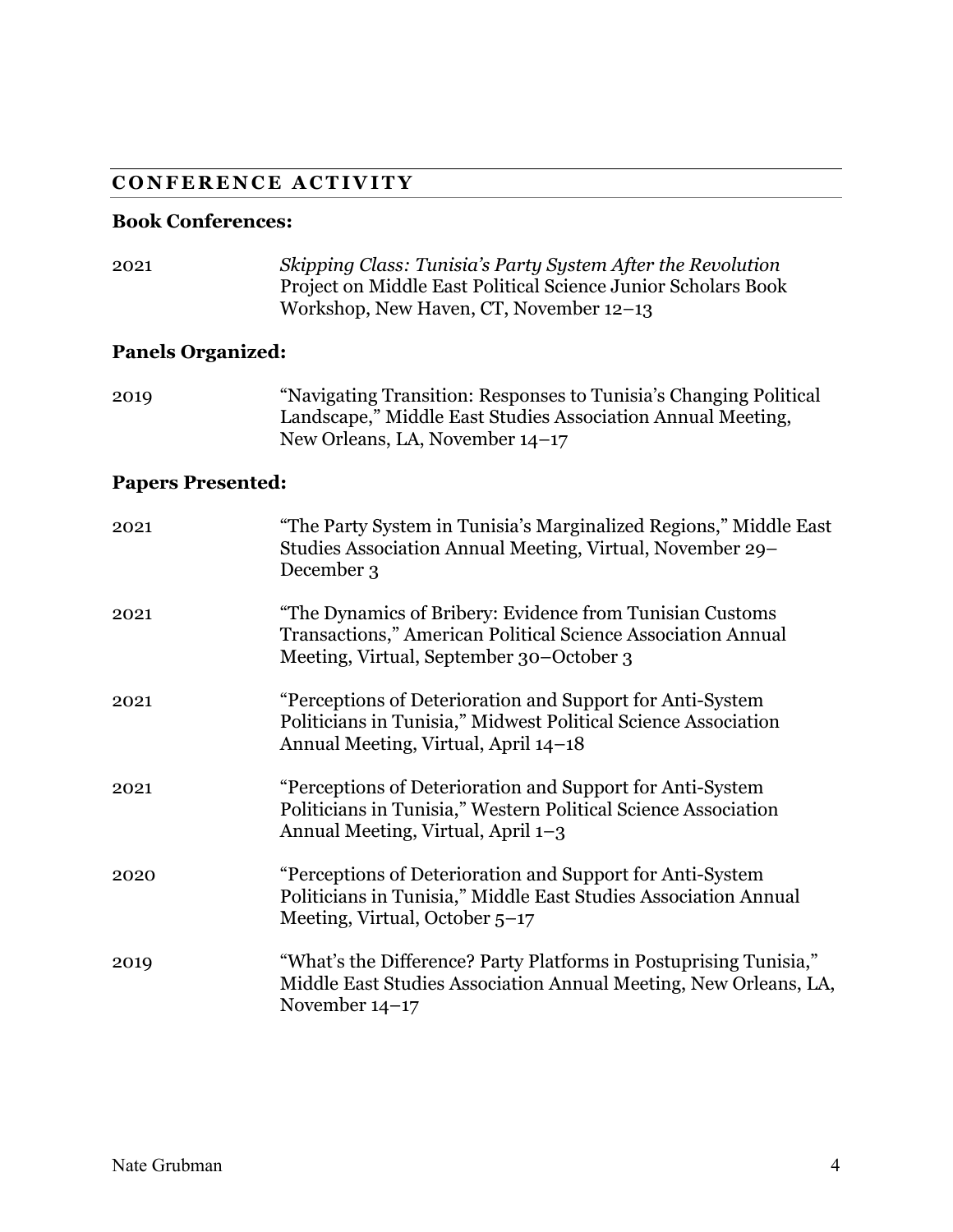## CONFERENCE ACTIVITY

### Book Conferences:

2021 *Skipping Class: Tunisia's Party System After the Revolution*
Project on Middle East Political Science Junior Scholars Book Workshop, New Haven, CT, November 12–13

### Panels Organized:

2019 "Navigating Transition: Responses to Tunisia's Changing Political Landscape," Middle East Studies Association Annual Meeting, New Orleans, LA, November 14–17

### Papers Presented:

2021 "The Party System in Tunisia's Marginalized Regions," Middle East Studies Association Annual Meeting, Virtual, November 29–December 3

2021 "The Dynamics of Bribery: Evidence from Tunisian Customs Transactions," American Political Science Association Annual Meeting, Virtual, September 30–October 3

2021 "Perceptions of Deterioration and Support for Anti-System Politicians in Tunisia," Midwest Political Science Association Annual Meeting, Virtual, April 14–18

2021 "Perceptions of Deterioration and Support for Anti-System Politicians in Tunisia," Western Political Science Association Annual Meeting, Virtual, April 1–3

2020 "Perceptions of Deterioration and Support for Anti-System Politicians in Tunisia," Middle East Studies Association Annual Meeting, Virtual, October 5–17

2019 "What's the Difference? Party Platforms in Postuprising Tunisia," Middle East Studies Association Annual Meeting, New Orleans, LA, November 14–17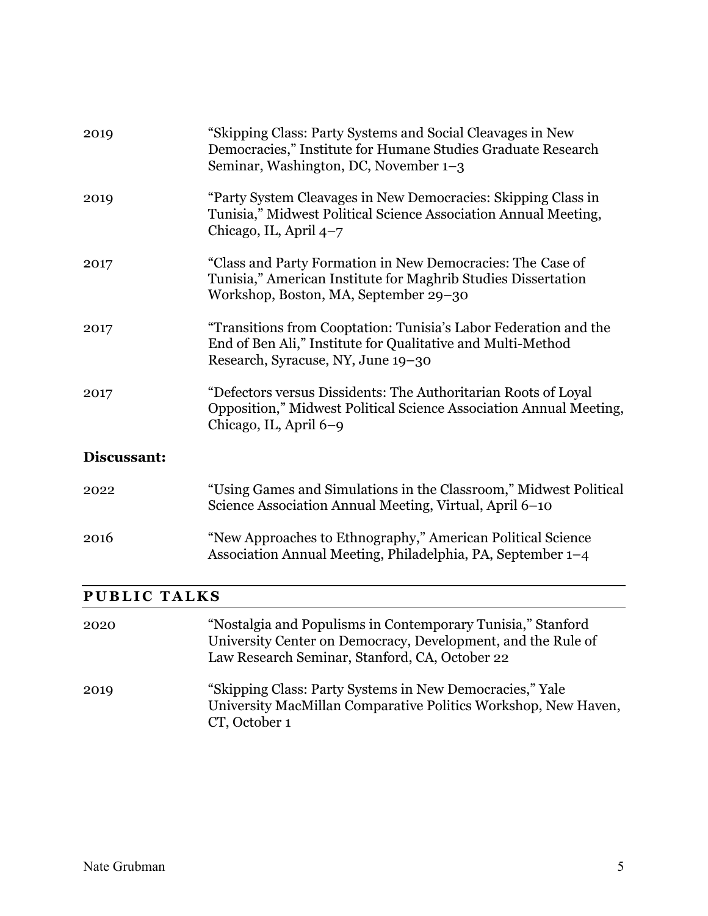| | |
|---|---|
| 2019 | "Skipping Class: Party Systems and Social Cleavages in New Democracies," Institute for Humane Studies Graduate Research Seminar, Washington, DC, November 1–3 |
| 2019 | "Party System Cleavages in New Democracies: Skipping Class in Tunisia," Midwest Political Science Association Annual Meeting, Chicago, IL, April 4–7 |
| 2017 | "Class and Party Formation in New Democracies: The Case of Tunisia," American Institute for Maghrib Studies Dissertation Workshop, Boston, MA, September 29–30 |
| 2017 | "Transitions from Cooptation: Tunisia's Labor Federation and the End of Ben Ali," Institute for Qualitative and Multi-Method Research, Syracuse, NY, June 19–30 |
| 2017 | "Defectors versus Dissidents: The Authoritarian Roots of Loyal Opposition," Midwest Political Science Association Annual Meeting, Chicago, IL, April 6–9 |

**Discussant:**

| | |
|---|---|
| 2022 | "Using Games and Simulations in the Classroom," Midwest Political Science Association Annual Meeting, Virtual, April 6–10 |
| 2016 | "New Approaches to Ethnography," American Political Science Association Annual Meeting, Philadelphia, PA, September 1–4 |

## PUBLIC TALKS

| | |
|---|---|
| 2020 | "Nostalgia and Populisms in Contemporary Tunisia," Stanford University Center on Democracy, Development, and the Rule of Law Research Seminar, Stanford, CA, October 22 |
| 2019 | "Skipping Class: Party Systems in New Democracies," Yale University MacMillan Comparative Politics Workshop, New Haven, CT, October 1 |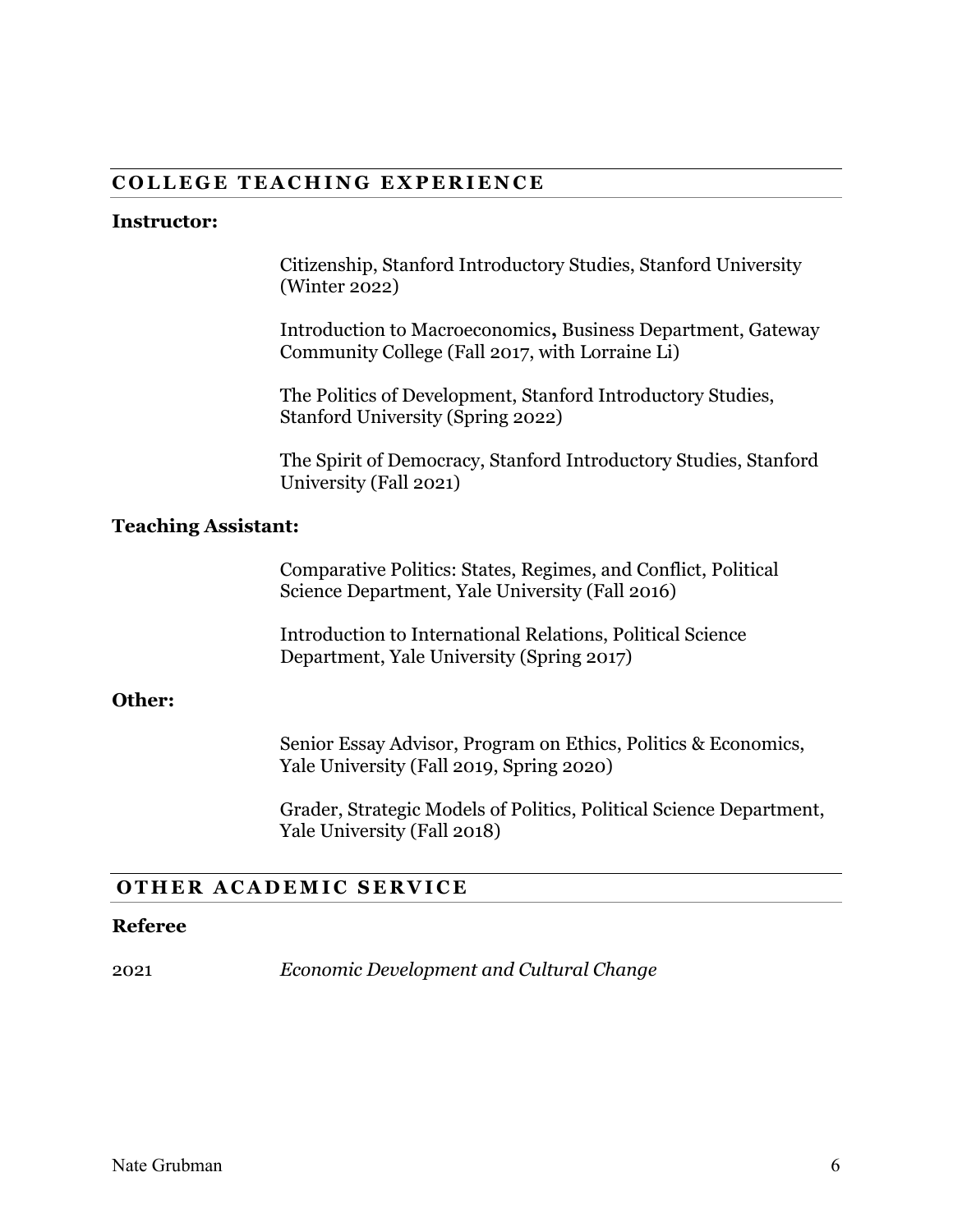## COLLEGE TEACHING EXPERIENCE

**Instructor:**

Citizenship, Stanford Introductory Studies, Stanford University (Winter 2022)

Introduction to Macroeconomics**,** Business Department, Gateway Community College (Fall 2017, with Lorraine Li)

The Politics of Development, Stanford Introductory Studies, Stanford University (Spring 2022)

The Spirit of Democracy, Stanford Introductory Studies, Stanford University (Fall 2021)

**Teaching Assistant:**

Comparative Politics: States, Regimes, and Conflict, Political Science Department, Yale University (Fall 2016)

Introduction to International Relations, Political Science Department, Yale University (Spring 2017)

**Other:**

Senior Essay Advisor, Program on Ethics, Politics & Economics, Yale University (Fall 2019, Spring 2020)

Grader, Strategic Models of Politics, Political Science Department, Yale University (Fall 2018)

## OTHER ACADEMIC SERVICE

**Referee**

2021 *Economic Development and Cultural Change*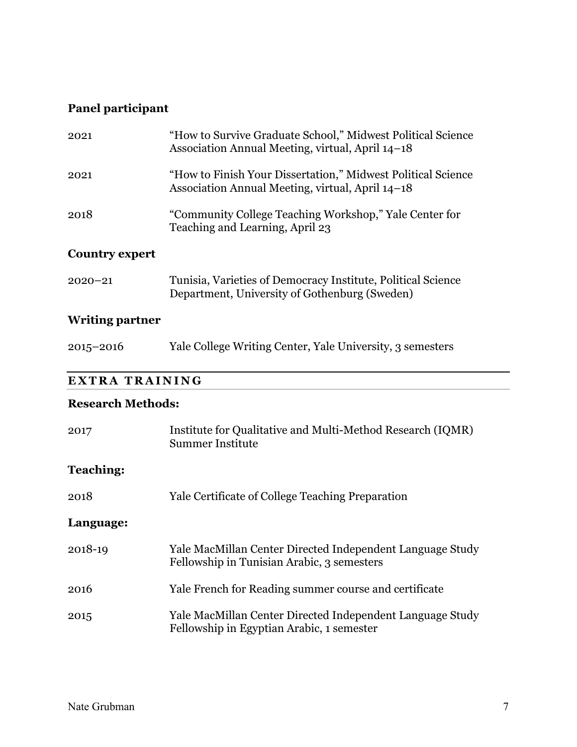### Panel participant

| | |
|---|---|
| 2021 | "How to Survive Graduate School," Midwest Political Science Association Annual Meeting, virtual, April 14–18 |
| 2021 | "How to Finish Your Dissertation," Midwest Political Science Association Annual Meeting, virtual, April 14–18 |
| 2018 | "Community College Teaching Workshop," Yale Center for Teaching and Learning, April 23 |

### Country expert

| | |
|---|---|
| 2020–21 | Tunisia, Varieties of Democracy Institute, Political Science Department, University of Gothenburg (Sweden) |

### Writing partner

| | |
|---|---|
| 2015–2016 | Yale College Writing Center, Yale University, 3 semesters |

## EXTRA TRAINING

### Research Methods:

| | |
|---|---|
| 2017 | Institute for Qualitative and Multi-Method Research (IQMR) Summer Institute |

### Teaching:

| | |
|---|---|
| 2018 | Yale Certificate of College Teaching Preparation |

### Language:

| | |
|---|---|
| 2018-19 | Yale MacMillan Center Directed Independent Language Study Fellowship in Tunisian Arabic, 3 semesters |
| 2016 | Yale French for Reading summer course and certificate |
| 2015 | Yale MacMillan Center Directed Independent Language Study Fellowship in Egyptian Arabic, 1 semester |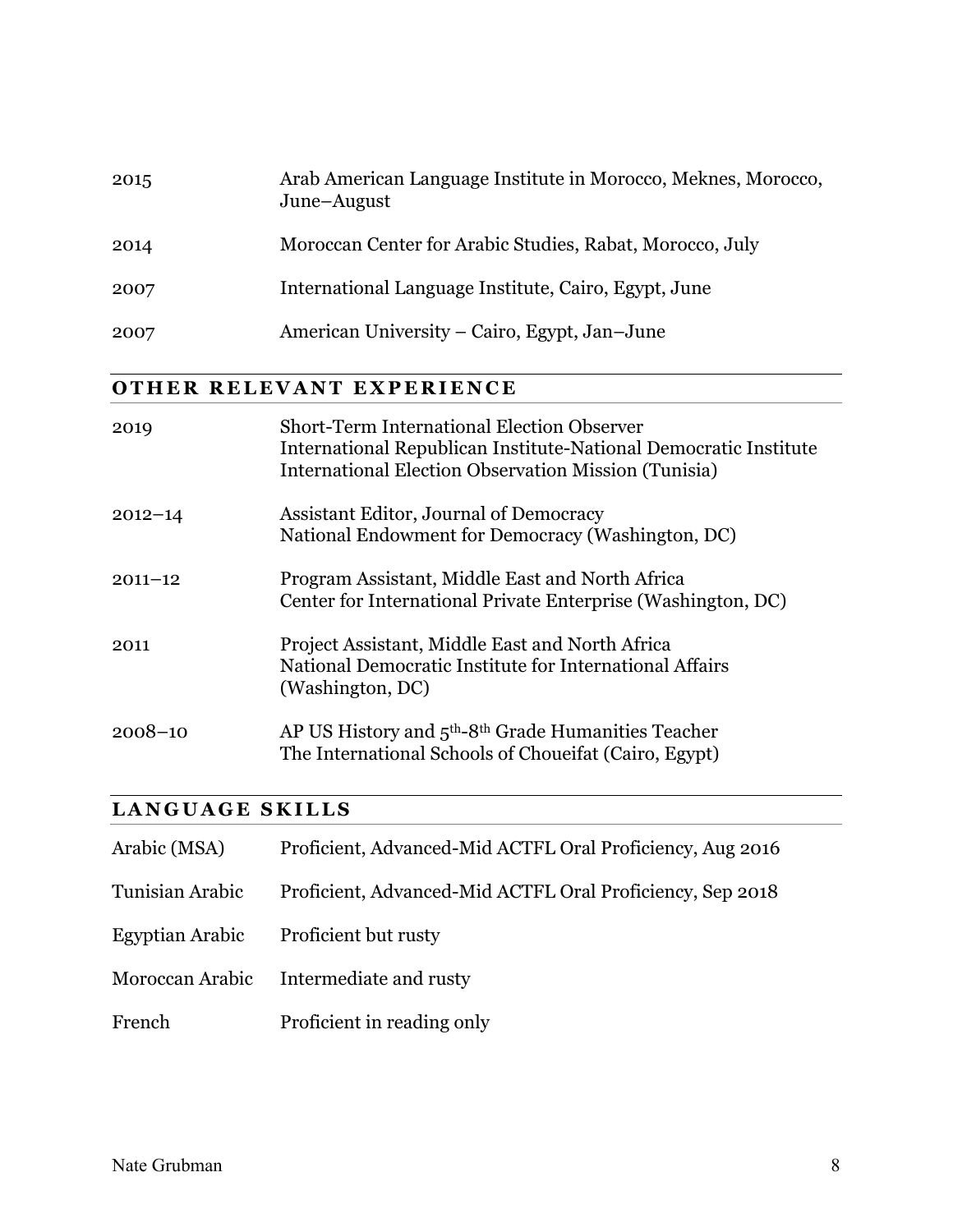| | |
|---|---|
| 2015 | Arab American Language Institute in Morocco, Meknes, Morocco, June–August |
| 2014 | Moroccan Center for Arabic Studies, Rabat, Morocco, July |
| 2007 | International Language Institute, Cairo, Egypt, June |
| 2007 | American University – Cairo, Egypt, Jan–June |

## OTHER RELEVANT EXPERIENCE

| | |
|---|---|
| 2019 | Short-Term International Election Observer<br>International Republican Institute-National Democratic Institute International Election Observation Mission (Tunisia) |
| 2012–14 | Assistant Editor, Journal of Democracy<br>National Endowment for Democracy (Washington, DC) |
| 2011–12 | Program Assistant, Middle East and North Africa<br>Center for International Private Enterprise (Washington, DC) |
| 2011 | Project Assistant, Middle East and North Africa<br>National Democratic Institute for International Affairs (Washington, DC) |
| 2008–10 | AP US History and 5th-8th Grade Humanities Teacher<br>The International Schools of Choueifat (Cairo, Egypt) |

## LANGUAGE SKILLS

| | |
|---|---|
| Arabic (MSA) | Proficient, Advanced-Mid ACTFL Oral Proficiency, Aug 2016 |
| Tunisian Arabic | Proficient, Advanced-Mid ACTFL Oral Proficiency, Sep 2018 |
| Egyptian Arabic | Proficient but rusty |
| Moroccan Arabic | Intermediate and rusty |
| French | Proficient in reading only |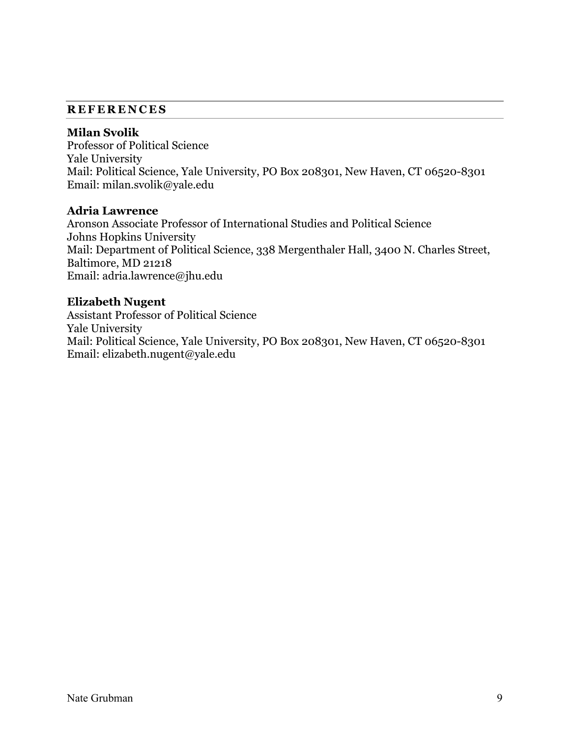## REFERENCES

**Milan Svolik**
Professor of Political Science
Yale University
Mail: Political Science, Yale University, PO Box 208301, New Haven, CT 06520-8301
Email: milan.svolik@yale.edu

**Adria Lawrence**
Aronson Associate Professor of International Studies and Political Science
Johns Hopkins University
Mail: Department of Political Science, 338 Mergenthaler Hall, 3400 N. Charles Street, Baltimore, MD 21218
Email: adria.lawrence@jhu.edu

**Elizabeth Nugent**
Assistant Professor of Political Science
Yale University
Mail: Political Science, Yale University, PO Box 208301, New Haven, CT 06520-8301
Email: elizabeth.nugent@yale.edu